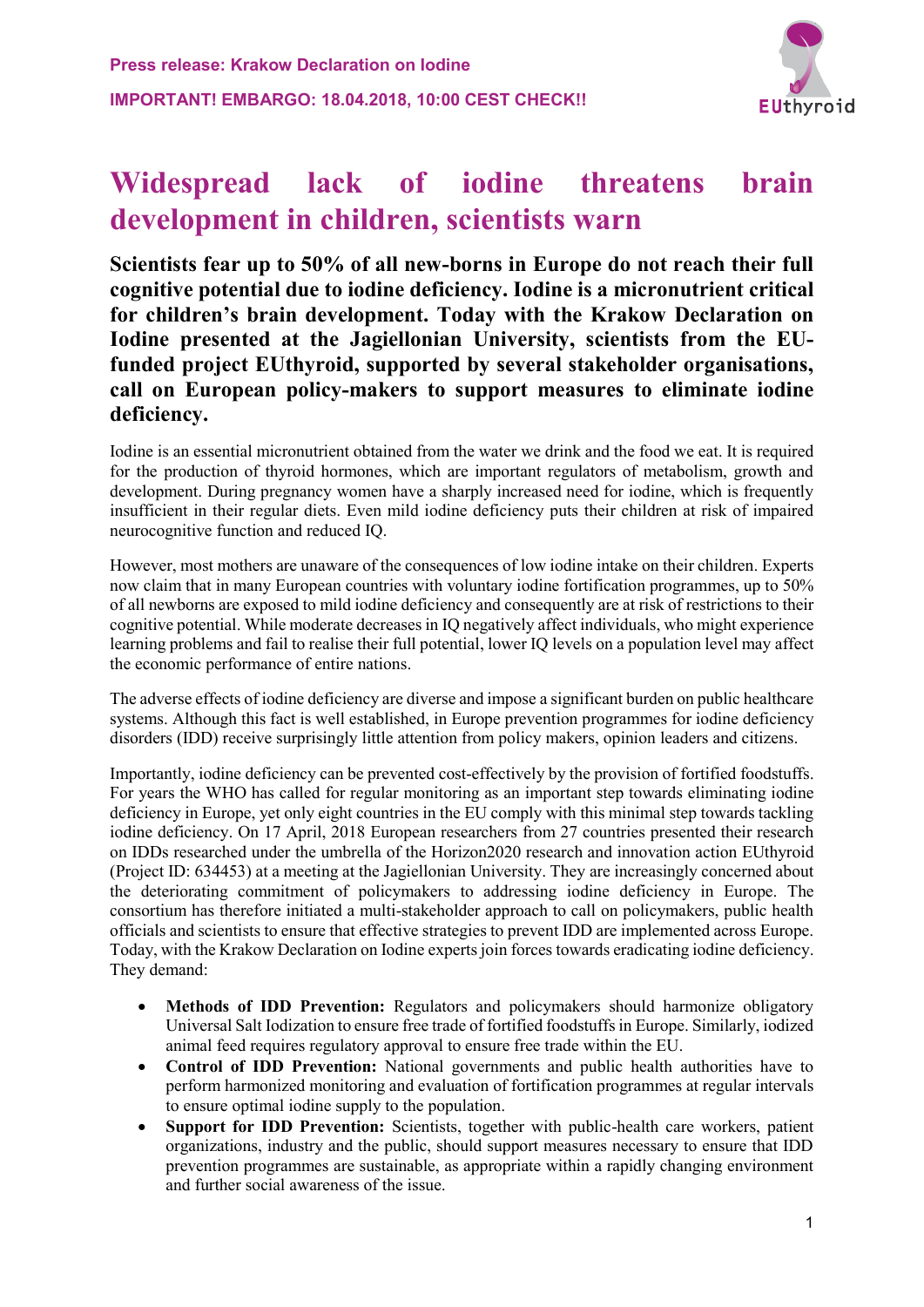**Press release: Krakow Declaration on Iodine**

**IMPORTANT! EMBARGO: 18.04.2018, 10:00 CEST CHECK!!**

# Widespread lack of iodine threatens brain development in children, scientists warn

**Scientists fear up to 50% of all new-borns in Europe do not reach their full cognitive potential due to iodine deficiency. Iodine is a micronutrient critical for children's brain development. Today with the Krakow Declaration on Iodine presented at the Jagiellonian University, scientists from the EU-funded project EUthyroid, supported by several stakeholder organisations, call on European policy-makers to support measures to eliminate iodine deficiency.**

Iodine is an essential micronutrient obtained from the water we drink and the food we eat. It is required for the production of thyroid hormones, which are important regulators of metabolism, growth and development. During pregnancy women have a sharply increased need for iodine, which is frequently insufficient in their regular diets. Even mild iodine deficiency puts their children at risk of impaired neurocognitive function and reduced IQ.

However, most mothers are unaware of the consequences of low iodine intake on their children. Experts now claim that in many European countries with voluntary iodine fortification programmes, up to 50% of all newborns are exposed to mild iodine deficiency and consequently are at risk of restrictions to their cognitive potential. While moderate decreases in IQ negatively affect individuals, who might experience learning problems and fail to realise their full potential, lower IQ levels on a population level may affect the economic performance of entire nations.

The adverse effects of iodine deficiency are diverse and impose a significant burden on public healthcare systems. Although this fact is well established, in Europe prevention programmes for iodine deficiency disorders (IDD) receive surprisingly little attention from policy makers, opinion leaders and citizens.

Importantly, iodine deficiency can be prevented cost-effectively by the provision of fortified foodstuffs. For years the WHO has called for regular monitoring as an important step towards eliminating iodine deficiency in Europe, yet only eight countries in the EU comply with this minimal step towards tackling iodine deficiency. On 17 April, 2018 European researchers from 27 countries presented their research on IDDs researched under the umbrella of the Horizon2020 research and innovation action EUthyroid (Project ID: 634453) at a meeting at the Jagiellonian University. They are increasingly concerned about the deteriorating commitment of policymakers to addressing iodine deficiency in Europe. The consortium has therefore initiated a multi-stakeholder approach to call on policymakers, public health officials and scientists to ensure that effective strategies to prevent IDD are implemented across Europe. Today, with the Krakow Declaration on Iodine experts join forces towards eradicating iodine deficiency. They demand:

- **Methods of IDD Prevention:** Regulators and policymakers should harmonize obligatory Universal Salt Iodization to ensure free trade of fortified foodstuffs in Europe. Similarly, iodized animal feed requires regulatory approval to ensure free trade within the EU.
- **Control of IDD Prevention:** National governments and public health authorities have to perform harmonized monitoring and evaluation of fortification programmes at regular intervals to ensure optimal iodine supply to the population.
- **Support for IDD Prevention:** Scientists, together with public-health care workers, patient organizations, industry and the public, should support measures necessary to ensure that IDD prevention programmes are sustainable, as appropriate within a rapidly changing environment and further social awareness of the issue.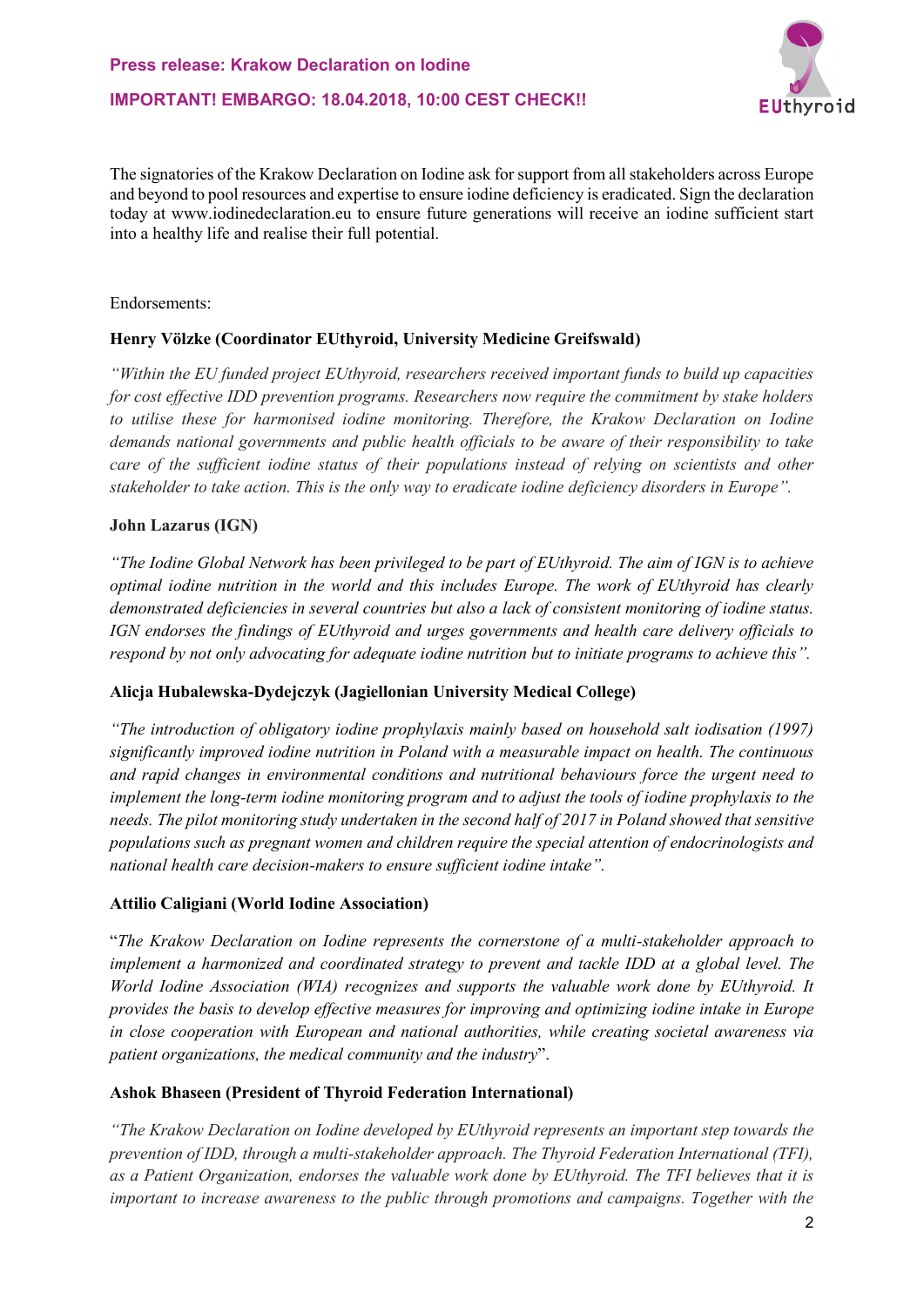The signatories of the Krakow Declaration on Iodine ask for support from all stakeholders across Europe and beyond to pool resources and expertise to ensure iodine deficiency is eradicated. Sign the declaration today at www.iodinedeclaration.eu to ensure future generations will receive an iodine sufficient start into a healthy life and realise their full potential.

Endorsements:

**Henry Völzke (Coordinator EUthyroid, University Medicine Greifswald)**

*"Within the EU funded project EUthyroid, researchers received important funds to build up capacities for cost effective IDD prevention programs. Researchers now require the commitment by stake holders to utilise these for harmonised iodine monitoring. Therefore, the Krakow Declaration on Iodine demands national governments and public health officials to be aware of their responsibility to take care of the sufficient iodine status of their populations instead of relying on scientists and other stakeholder to take action. This is the only way to eradicate iodine deficiency disorders in Europe".*

**John Lazarus (IGN)**

*"The Iodine Global Network has been privileged to be part of EUthyroid. The aim of IGN is to achieve optimal iodine nutrition in the world and this includes Europe. The work of EUthyroid has clearly demonstrated deficiencies in several countries but also a lack of consistent monitoring of iodine status. IGN endorses the findings of EUthyroid and urges governments and health care delivery officials to respond by not only advocating for adequate iodine nutrition but to initiate programs to achieve this".*

**Alicja Hubalewska-Dydejczyk (Jagiellonian University Medical College)**

*"The introduction of obligatory iodine prophylaxis mainly based on household salt iodisation (1997) significantly improved iodine nutrition in Poland with a measurable impact on health. The continuous and rapid changes in environmental conditions and nutritional behaviours force the urgent need to implement the long-term iodine monitoring program and to adjust the tools of iodine prophylaxis to the needs. The pilot monitoring study undertaken in the second half of 2017 in Poland showed that sensitive populations such as pregnant women and children require the special attention of endocrinologists and national health care decision-makers to ensure sufficient iodine intake".*

**Attilio Caligiani (World Iodine Association)**

"*The Krakow Declaration on Iodine represents the cornerstone of a multi-stakeholder approach to implement a harmonized and coordinated strategy to prevent and tackle IDD at a global level. The World Iodine Association (WIA) recognizes and supports the valuable work done by EUthyroid. It provides the basis to develop effective measures for improving and optimizing iodine intake in Europe in close cooperation with European and national authorities, while creating societal awareness via patient organizations, the medical community and the industry*".

**Ashok Bhaseen (President of Thyroid Federation International)**

*"The Krakow Declaration on Iodine developed by EUthyroid represents an important step towards the prevention of IDD, through a multi-stakeholder approach. The Thyroid Federation International (TFI), as a Patient Organization, endorses the valuable work done by EUthyroid. The TFI believes that it is important to increase awareness to the public through promotions and campaigns. Together with the*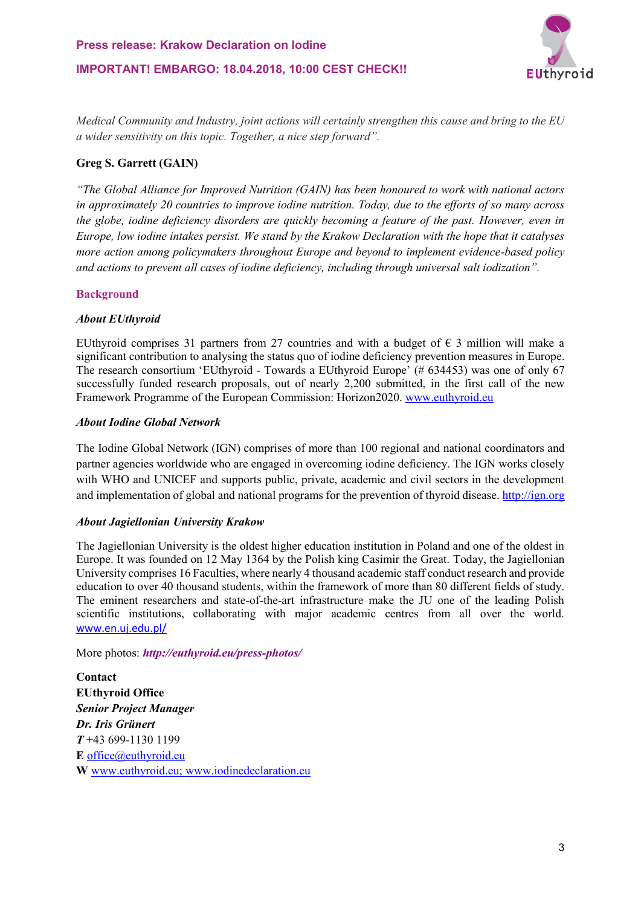*Medical Community and Industry, joint actions will certainly strengthen this cause and bring to the EU a wider sensitivity on this topic. Together, a nice step forward".*

**Greg S. Garrett (GAIN)**

*"The Global Alliance for Improved Nutrition (GAIN) has been honoured to work with national actors in approximately 20 countries to improve iodine nutrition. Today, due to the efforts of so many across the globe, iodine deficiency disorders are quickly becoming a feature of the past. However, even in Europe, low iodine intakes persist. We stand by the Krakow Declaration with the hope that it catalyses more action among policymakers throughout Europe and beyond to implement evidence-based policy and actions to prevent all cases of iodine deficiency, including through universal salt iodization".*

## Background

### *About EUthyroid*

EUthyroid comprises 31 partners from 27 countries and with a budget of € 3 million will make a significant contribution to analysing the status quo of iodine deficiency prevention measures in Europe. The research consortium 'EUthyroid - Towards a EUthyroid Europe' (# 634453) was one of only 67 successfully funded research proposals, out of nearly 2,200 submitted, in the first call of the new Framework Programme of the European Commission: Horizon2020. [www.euthyroid.eu](www.euthyroid.eu)

### *About Iodine Global Network*

The Iodine Global Network (IGN) comprises of more than 100 regional and national coordinators and partner agencies worldwide who are engaged in overcoming iodine deficiency. The IGN works closely with WHO and UNICEF and supports public, private, academic and civil sectors in the development and implementation of global and national programs for the prevention of thyroid disease. [http://ign.org](http://ign.org)

### *About Jagiellonian University Krakow*

The Jagiellonian University is the oldest higher education institution in Poland and one of the oldest in Europe. It was founded on 12 May 1364 by the Polish king Casimir the Great. Today, the Jagiellonian University comprises 16 Faculties, where nearly 4 thousand academic staff conduct research and provide education to over 40 thousand students, within the framework of more than 80 different fields of study. The eminent researchers and state-of-the-art infrastructure make the JU one of the leading Polish scientific institutions, collaborating with major academic centres from all over the world. [www.en.uj.edu.pl/](www.en.uj.edu.pl/)

More photos: ***http://euthyroid.eu/press-photos/***

**Contact**
**EUthyroid Office**
***Senior Project Manager***
***Dr. Iris Grünert***
***T*** +43 699-1130 1199
**E** [office@euthyroid.eu](mailto:office@euthyroid.eu)
**W** [www.euthyroid.eu; www.iodinedeclaration.eu](www.euthyroid.eu)